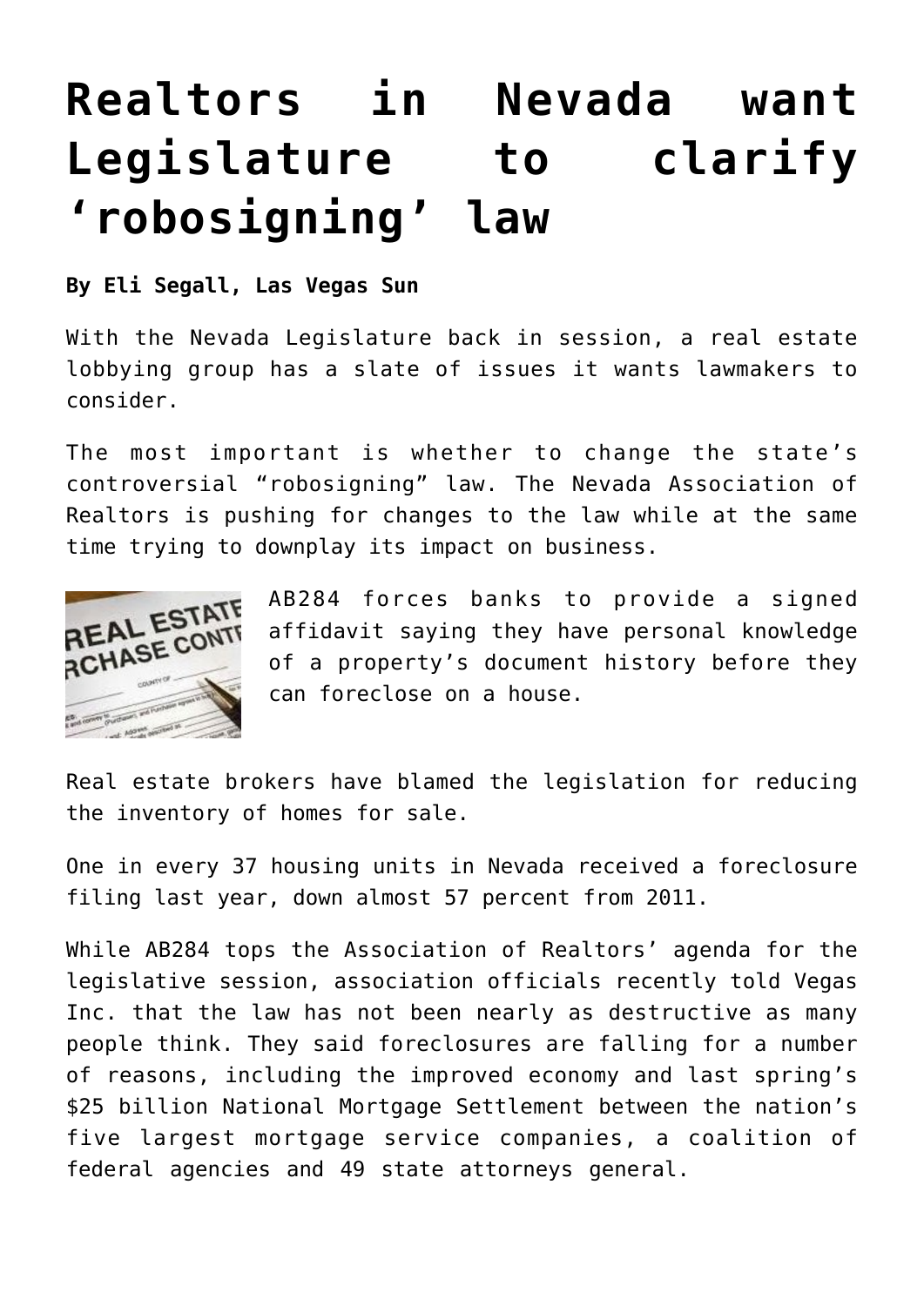# Realtors in Nevada want Legislature to clarify 'robosigning' law

**By Eli Segall, Las Vegas Sun**

With the Nevada Legislature back in session, a real estate lobbying group has a slate of issues it wants lawmakers to consider.

The most important is whether to change the state's controversial "robosigning" law. The Nevada Association of Realtors is pushing for changes to the law while at the same time trying to downplay its impact on business.

AB284 forces banks to provide a signed affidavit saying they have personal knowledge of a property's document history before they can foreclose on a house.

Real estate brokers have blamed the legislation for reducing the inventory of homes for sale.

One in every 37 housing units in Nevada received a foreclosure filing last year, down almost 57 percent from 2011.

While AB284 tops the Association of Realtors' agenda for the legislative session, association officials recently told Vegas Inc. that the law has not been nearly as destructive as many people think. They said foreclosures are falling for a number of reasons, including the improved economy and last spring's $25 billion National Mortgage Settlement between the nation's five largest mortgage service companies, a coalition of federal agencies and 49 state attorneys general.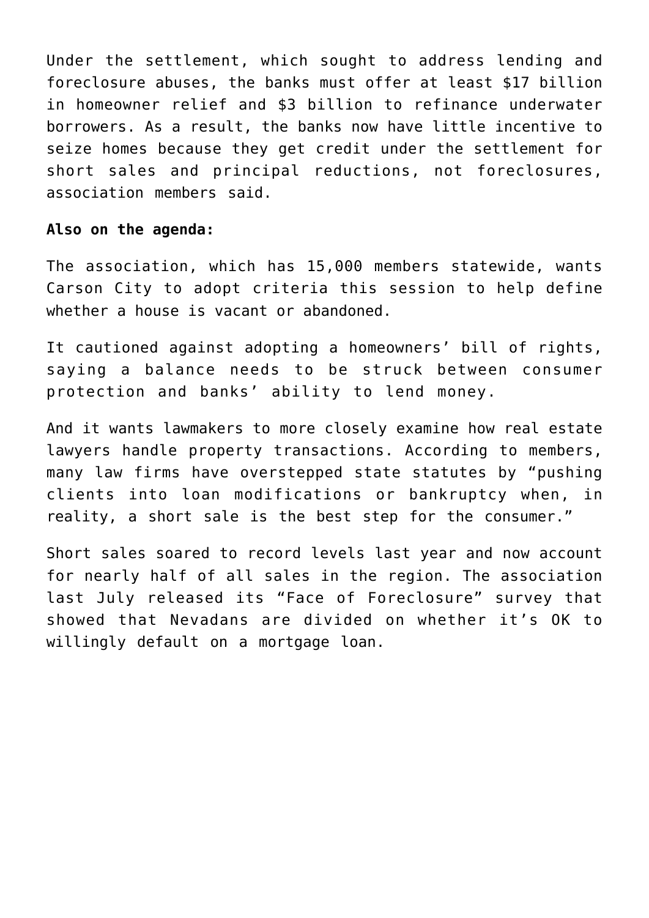Under the settlement, which sought to address lending and foreclosure abuses, the banks must offer at least $17 billion in homeowner relief and $3 billion to refinance underwater borrowers. As a result, the banks now have little incentive to seize homes because they get credit under the settlement for short sales and principal reductions, not foreclosures, association members said.

**Also on the agenda:**

The association, which has 15,000 members statewide, wants Carson City to adopt criteria this session to help define whether a house is vacant or abandoned.

It cautioned against adopting a homeowners' bill of rights, saying a balance needs to be struck between consumer protection and banks' ability to lend money.

And it wants lawmakers to more closely examine how real estate lawyers handle property transactions. According to members, many law firms have overstepped state statutes by "pushing clients into loan modifications or bankruptcy when, in reality, a short sale is the best step for the consumer."

Short sales soared to record levels last year and now account for nearly half of all sales in the region. The association last July released its "Face of Foreclosure" survey that showed that Nevadans are divided on whether it's OK to willingly default on a mortgage loan.